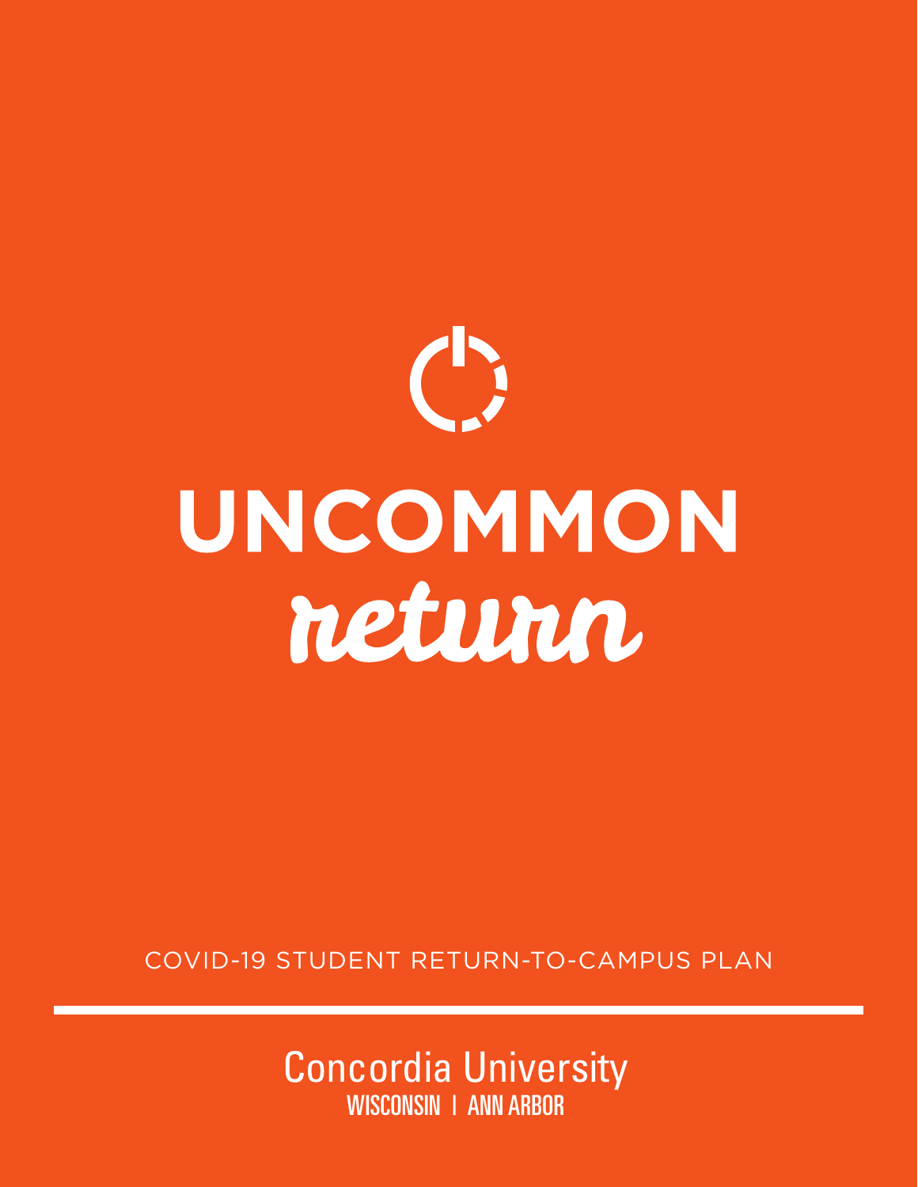# UNCOMMON return

COVID-19 STUDENT RETURN-TO-CAMPUS PLAN

Concordia University
WISCONSIN | ANN ARBOR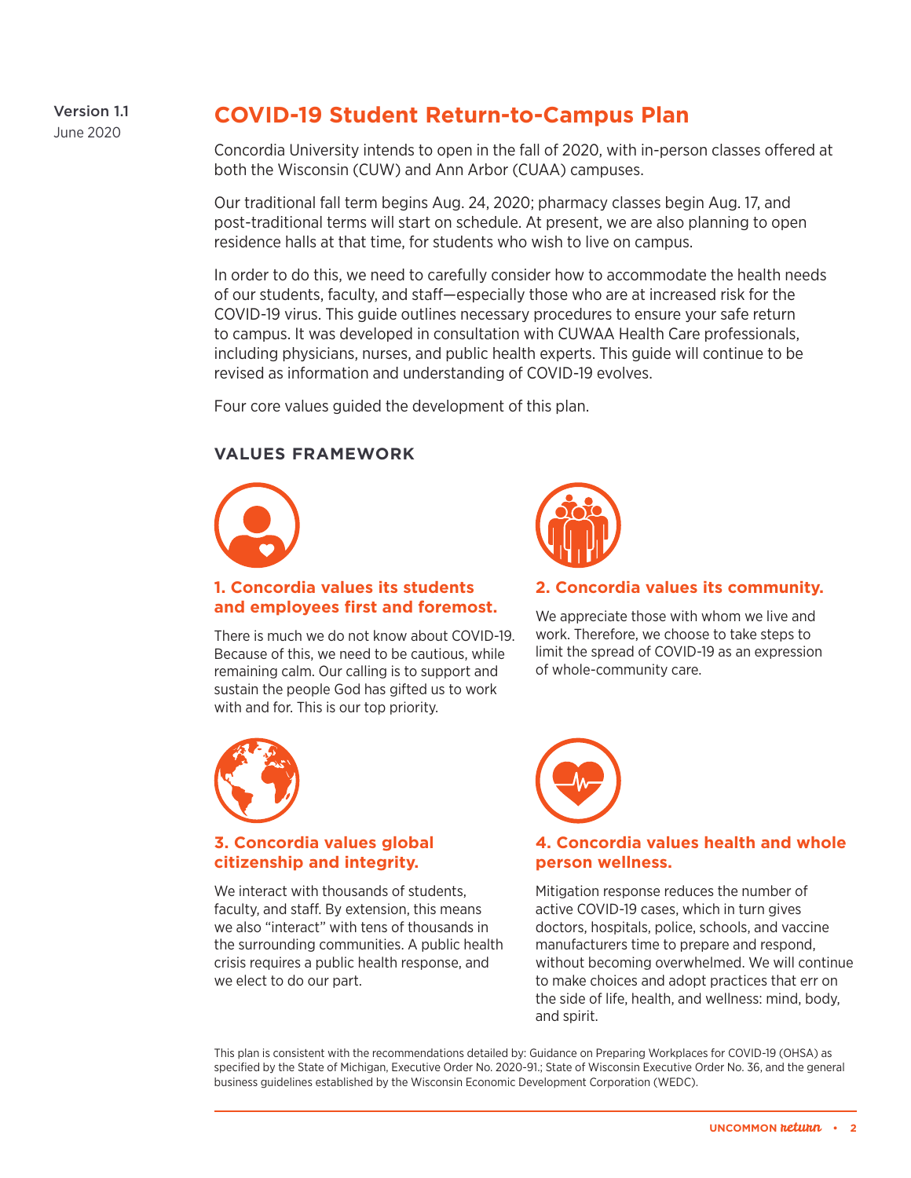Version 1.1
June 2020

# COVID-19 Student Return-to-Campus Plan

Concordia University intends to open in the fall of 2020, with in-person classes offered at both the Wisconsin (CUW) and Ann Arbor (CUAA) campuses.

Our traditional fall term begins Aug. 24, 2020; pharmacy classes begin Aug. 17, and post-traditional terms will start on schedule. At present, we are also planning to open residence halls at that time, for students who wish to live on campus.

In order to do this, we need to carefully consider how to accommodate the health needs of our students, faculty, and staff—especially those who are at increased risk for the COVID-19 virus. This guide outlines necessary procedures to ensure your safe return to campus. It was developed in consultation with CUWAA Health Care professionals, including physicians, nurses, and public health experts. This guide will continue to be revised as information and understanding of COVID-19 evolves.

Four core values guided the development of this plan.

## VALUES FRAMEWORK

### 1. Concordia values its students and employees first and foremost.

There is much we do not know about COVID-19. Because of this, we need to be cautious, while remaining calm. Our calling is to support and sustain the people God has gifted us to work with and for. This is our top priority.

### 2. Concordia values its community.

We appreciate those with whom we live and work. Therefore, we choose to take steps to limit the spread of COVID-19 as an expression of whole-community care.

### 3. Concordia values global citizenship and integrity.

We interact with thousands of students, faculty, and staff. By extension, this means we also "interact" with tens of thousands in the surrounding communities. A public health crisis requires a public health response, and we elect to do our part.

### 4. Concordia values health and whole person wellness.

Mitigation response reduces the number of active COVID-19 cases, which in turn gives doctors, hospitals, police, schools, and vaccine manufacturers time to prepare and respond, without becoming overwhelmed. We will continue to make choices and adopt practices that err on the side of life, health, and wellness: mind, body, and spirit.

This plan is consistent with the recommendations detailed by: Guidance on Preparing Workplaces for COVID-19 (OHSA) as specified by the State of Michigan, Executive Order No. 2020-91.; State of Wisconsin Executive Order No. 36, and the general business guidelines established by the Wisconsin Economic Development Corporation (WEDC).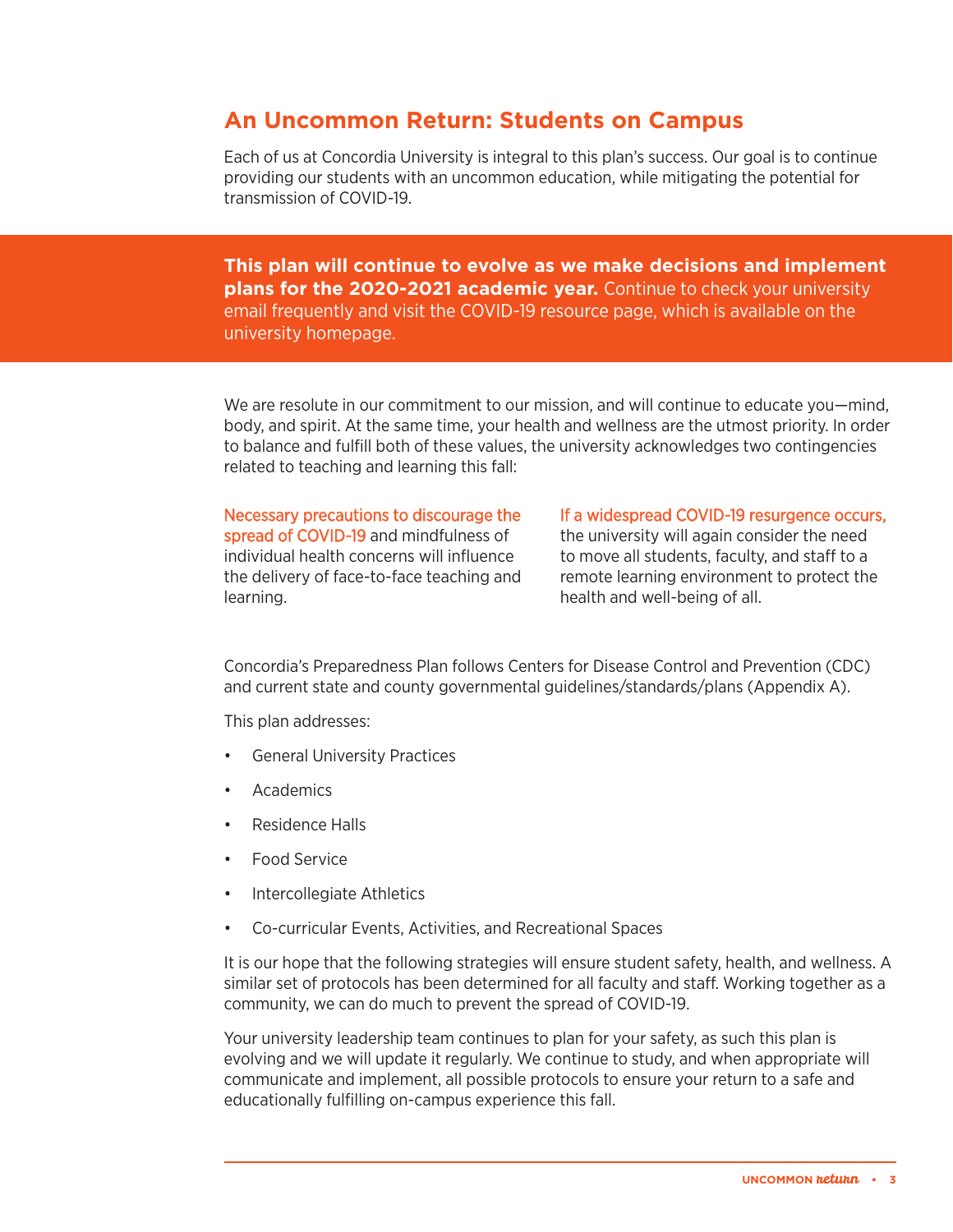## An Uncommon Return: Students on Campus

Each of us at Concordia University is integral to this plan's success. Our goal is to continue providing our students with an uncommon education, while mitigating the potential for transmission of COVID-19.

**This plan will continue to evolve as we make decisions and implement plans for the 2020-2021 academic year.** Continue to check your university email frequently and visit the COVID-19 resource page, which is available on the university homepage.

We are resolute in our commitment to our mission, and will continue to educate you—mind, body, and spirit. At the same time, your health and wellness are the utmost priority. In order to balance and fulfill both of these values, the university acknowledges two contingencies related to teaching and learning this fall:

Necessary precautions to discourage the spread of COVID-19 and mindfulness of individual health concerns will influence the delivery of face-to-face teaching and learning.

If a widespread COVID-19 resurgence occurs, the university will again consider the need to move all students, faculty, and staff to a remote learning environment to protect the health and well-being of all.

Concordia's Preparedness Plan follows Centers for Disease Control and Prevention (CDC) and current state and county governmental guidelines/standards/plans (Appendix A).

This plan addresses:

- General University Practices
- Academics
- Residence Halls
- Food Service
- Intercollegiate Athletics
- Co-curricular Events, Activities, and Recreational Spaces

It is our hope that the following strategies will ensure student safety, health, and wellness. A similar set of protocols has been determined for all faculty and staff. Working together as a community, we can do much to prevent the spread of COVID-19.

Your university leadership team continues to plan for your safety, as such this plan is evolving and we will update it regularly. We continue to study, and when appropriate will communicate and implement, all possible protocols to ensure your return to a safe and educationally fulfilling on-campus experience this fall.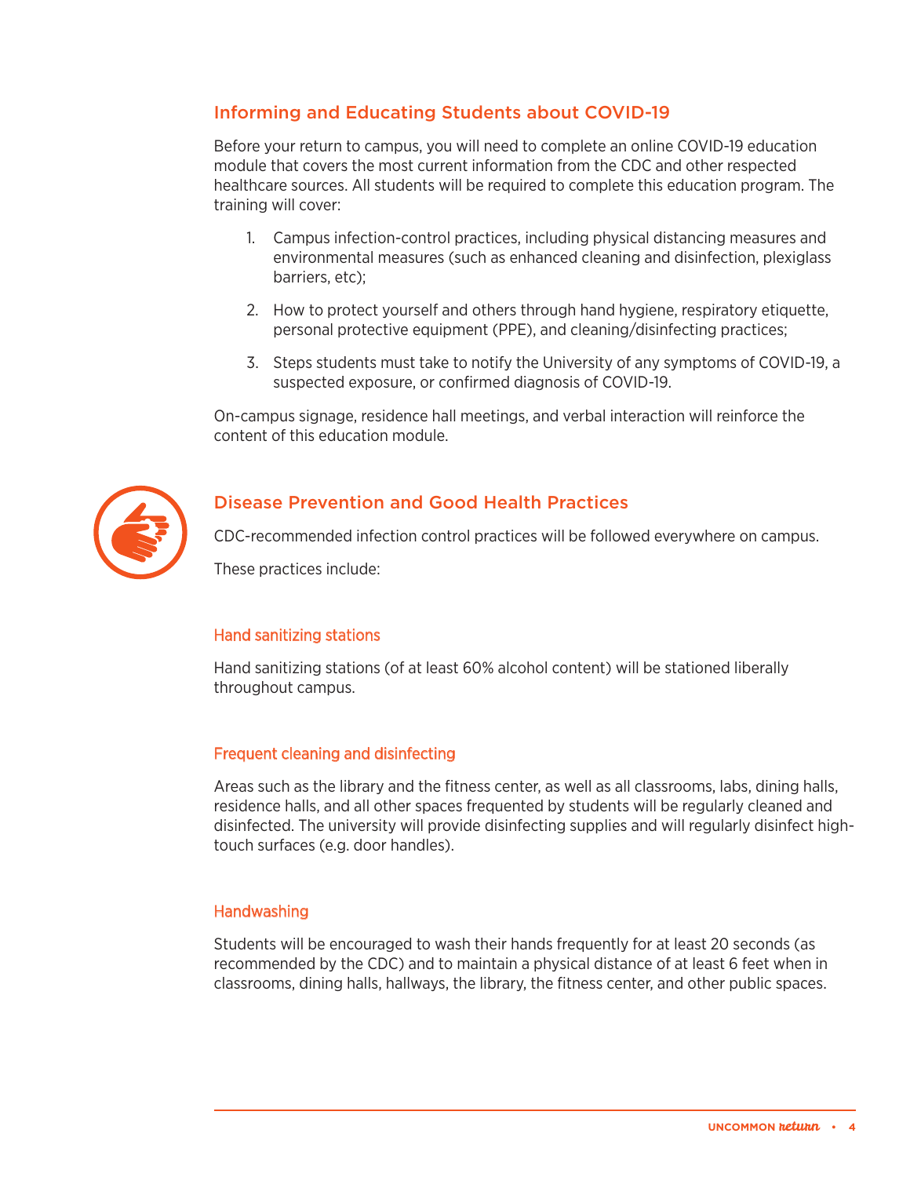## Informing and Educating Students about COVID-19

Before your return to campus, you will need to complete an online COVID-19 education module that covers the most current information from the CDC and other respected healthcare sources. All students will be required to complete this education program. The training will cover:

1. Campus infection-control practices, including physical distancing measures and environmental measures (such as enhanced cleaning and disinfection, plexiglass barriers, etc);
2. How to protect yourself and others through hand hygiene, respiratory etiquette, personal protective equipment (PPE), and cleaning/disinfecting practices;
3. Steps students must take to notify the University of any symptoms of COVID-19, a suspected exposure, or confirmed diagnosis of COVID-19.

On-campus signage, residence hall meetings, and verbal interaction will reinforce the content of this education module.

## Disease Prevention and Good Health Practices

CDC-recommended infection control practices will be followed everywhere on campus.

These practices include:

### Hand sanitizing stations

Hand sanitizing stations (of at least 60% alcohol content) will be stationed liberally throughout campus.

### Frequent cleaning and disinfecting

Areas such as the library and the fitness center, as well as all classrooms, labs, dining halls, residence halls, and all other spaces frequented by students will be regularly cleaned and disinfected. The university will provide disinfecting supplies and will regularly disinfect high-touch surfaces (e.g. door handles).

### Handwashing

Students will be encouraged to wash their hands frequently for at least 20 seconds (as recommended by the CDC) and to maintain a physical distance of at least 6 feet when in classrooms, dining halls, hallways, the library, the fitness center, and other public spaces.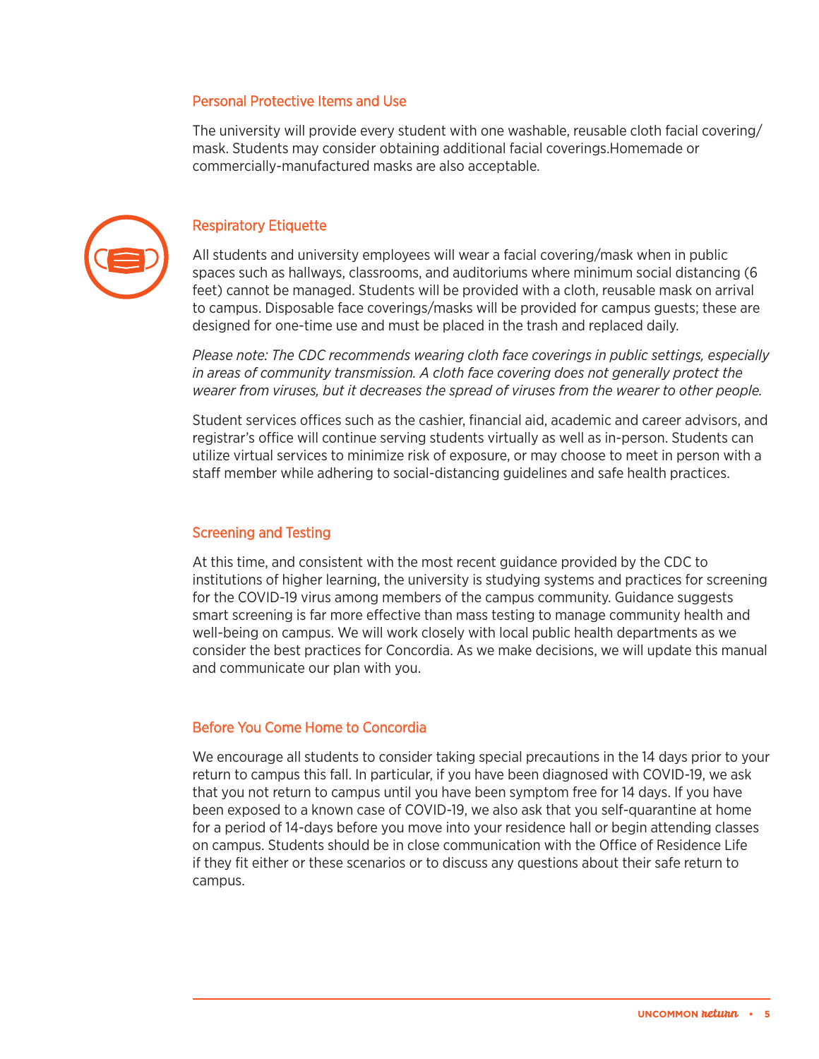## Personal Protective Items and Use

The university will provide every student with one washable, reusable cloth facial covering/ mask. Students may consider obtaining additional facial coverings.Homemade or commercially-manufactured masks are also acceptable.

## Respiratory Etiquette

All students and university employees will wear a facial covering/mask when in public spaces such as hallways, classrooms, and auditoriums where minimum social distancing (6 feet) cannot be managed. Students will be provided with a cloth, reusable mask on arrival to campus. Disposable face coverings/masks will be provided for campus guests; these are designed for one-time use and must be placed in the trash and replaced daily.

*Please note: The CDC recommends wearing cloth face coverings in public settings, especially in areas of community transmission. A cloth face covering does not generally protect the wearer from viruses, but it decreases the spread of viruses from the wearer to other people.*

Student services offices such as the cashier, financial aid, academic and career advisors, and registrar's office will continue serving students virtually as well as in-person. Students can utilize virtual services to minimize risk of exposure, or may choose to meet in person with a staff member while adhering to social-distancing guidelines and safe health practices.

## Screening and Testing

At this time, and consistent with the most recent guidance provided by the CDC to institutions of higher learning, the university is studying systems and practices for screening for the COVID-19 virus among members of the campus community. Guidance suggests smart screening is far more effective than mass testing to manage community health and well-being on campus. We will work closely with local public health departments as we consider the best practices for Concordia. As we make decisions, we will update this manual and communicate our plan with you.

## Before You Come Home to Concordia

We encourage all students to consider taking special precautions in the 14 days prior to your return to campus this fall. In particular, if you have been diagnosed with COVID-19, we ask that you not return to campus until you have been symptom free for 14 days. If you have been exposed to a known case of COVID-19, we also ask that you self-quarantine at home for a period of 14-days before you move into your residence hall or begin attending classes on campus. Students should be in close communication with the Office of Residence Life if they fit either or these scenarios or to discuss any questions about their safe return to campus.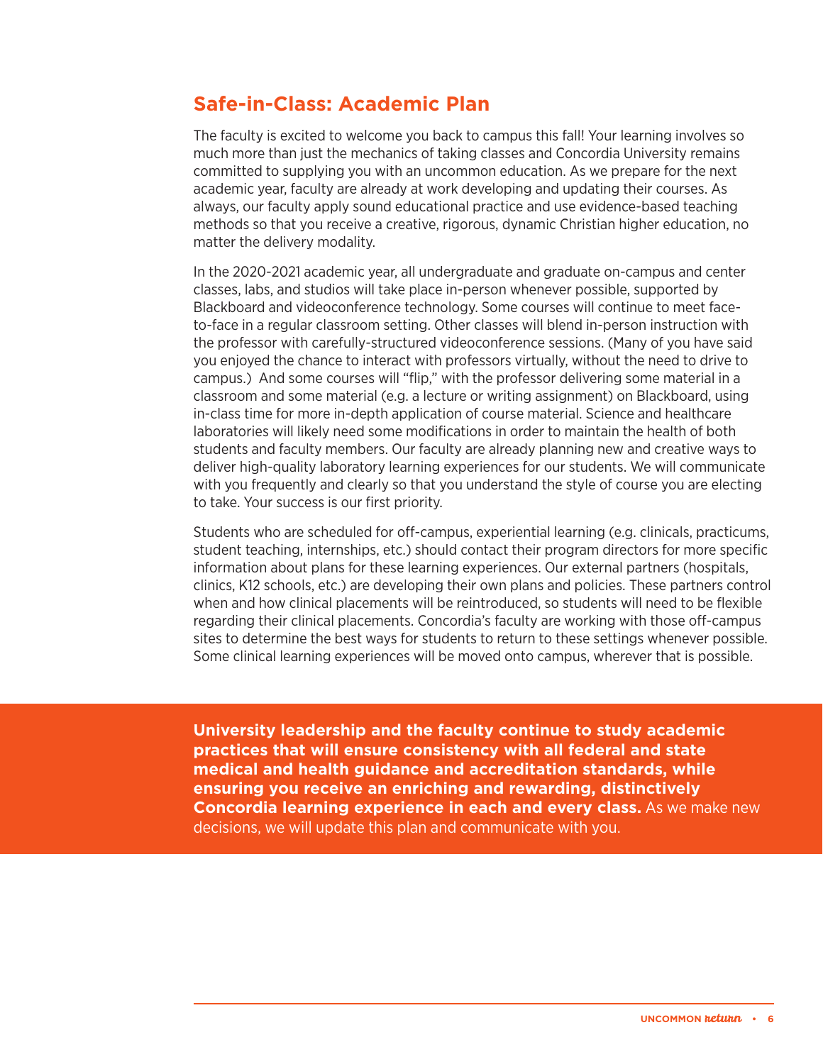## Safe-in-Class: Academic Plan

The faculty is excited to welcome you back to campus this fall! Your learning involves so much more than just the mechanics of taking classes and Concordia University remains committed to supplying you with an uncommon education. As we prepare for the next academic year, faculty are already at work developing and updating their courses. As always, our faculty apply sound educational practice and use evidence-based teaching methods so that you receive a creative, rigorous, dynamic Christian higher education, no matter the delivery modality.

In the 2020-2021 academic year, all undergraduate and graduate on-campus and center classes, labs, and studios will take place in-person whenever possible, supported by Blackboard and videoconference technology. Some courses will continue to meet face-to-face in a regular classroom setting. Other classes will blend in-person instruction with the professor with carefully-structured videoconference sessions. (Many of you have said you enjoyed the chance to interact with professors virtually, without the need to drive to campus.) And some courses will "flip," with the professor delivering some material in a classroom and some material (e.g. a lecture or writing assignment) on Blackboard, using in-class time for more in-depth application of course material. Science and healthcare laboratories will likely need some modifications in order to maintain the health of both students and faculty members. Our faculty are already planning new and creative ways to deliver high-quality laboratory learning experiences for our students. We will communicate with you frequently and clearly so that you understand the style of course you are electing to take. Your success is our first priority.

Students who are scheduled for off-campus, experiential learning (e.g. clinicals, practicums, student teaching, internships, etc.) should contact their program directors for more specific information about plans for these learning experiences. Our external partners (hospitals, clinics, K12 schools, etc.) are developing their own plans and policies. These partners control when and how clinical placements will be reintroduced, so students will need to be flexible regarding their clinical placements. Concordia's faculty are working with those off-campus sites to determine the best ways for students to return to these settings whenever possible. Some clinical learning experiences will be moved onto campus, wherever that is possible.

**University leadership and the faculty continue to study academic practices that will ensure consistency with all federal and state medical and health guidance and accreditation standards, while ensuring you receive an enriching and rewarding, distinctively Concordia learning experience in each and every class.** As we make new decisions, we will update this plan and communicate with you.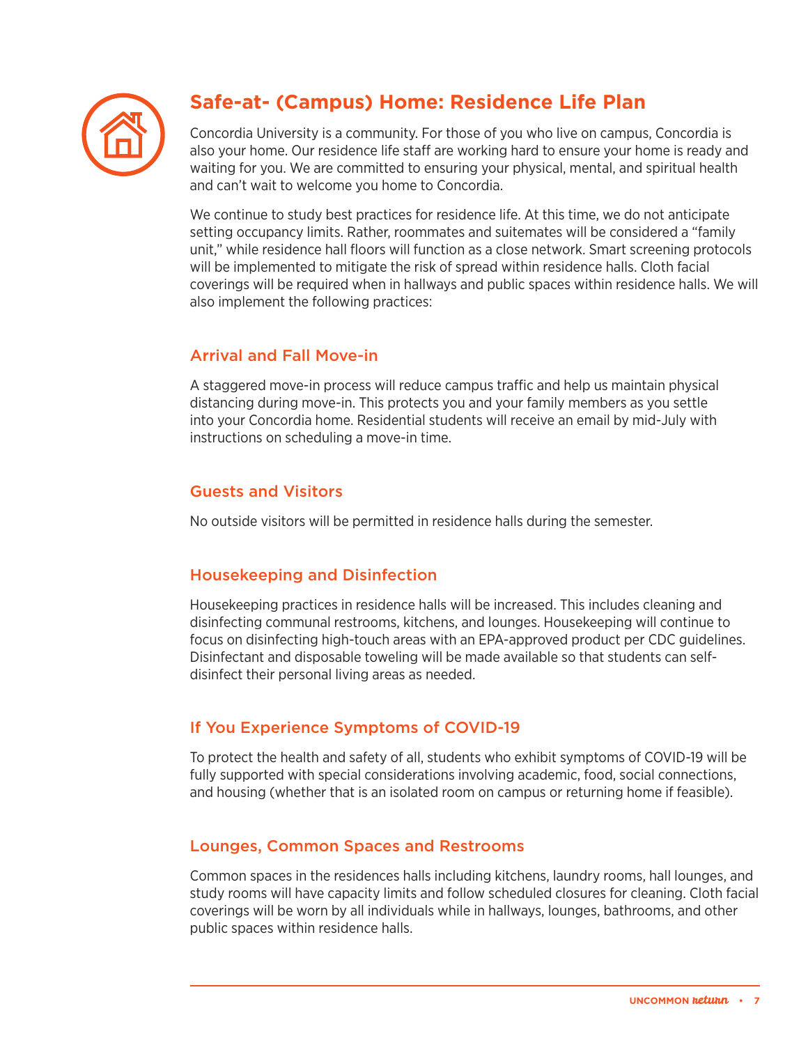## Safe-at- (Campus) Home: Residence Life Plan

Concordia University is a community. For those of you who live on campus, Concordia is also your home. Our residence life staff are working hard to ensure your home is ready and waiting for you. We are committed to ensuring your physical, mental, and spiritual health and can't wait to welcome you home to Concordia.

We continue to study best practices for residence life. At this time, we do not anticipate setting occupancy limits. Rather, roommates and suitemates will be considered a "family unit," while residence hall floors will function as a close network. Smart screening protocols will be implemented to mitigate the risk of spread within residence halls. Cloth facial coverings will be required when in hallways and public spaces within residence halls. We will also implement the following practices:

### Arrival and Fall Move-in

A staggered move-in process will reduce campus traffic and help us maintain physical distancing during move-in. This protects you and your family members as you settle into your Concordia home. Residential students will receive an email by mid-July with instructions on scheduling a move-in time.

### Guests and Visitors

No outside visitors will be permitted in residence halls during the semester.

### Housekeeping and Disinfection

Housekeeping practices in residence halls will be increased. This includes cleaning and disinfecting communal restrooms, kitchens, and lounges. Housekeeping will continue to focus on disinfecting high-touch areas with an EPA-approved product per CDC guidelines. Disinfectant and disposable toweling will be made available so that students can self-disinfect their personal living areas as needed.

### If You Experience Symptoms of COVID-19

To protect the health and safety of all, students who exhibit symptoms of COVID-19 will be fully supported with special considerations involving academic, food, social connections, and housing (whether that is an isolated room on campus or returning home if feasible).

### Lounges, Common Spaces and Restrooms

Common spaces in the residences halls including kitchens, laundry rooms, hall lounges, and study rooms will have capacity limits and follow scheduled closures for cleaning. Cloth facial coverings will be worn by all individuals while in hallways, lounges, bathrooms, and other public spaces within residence halls.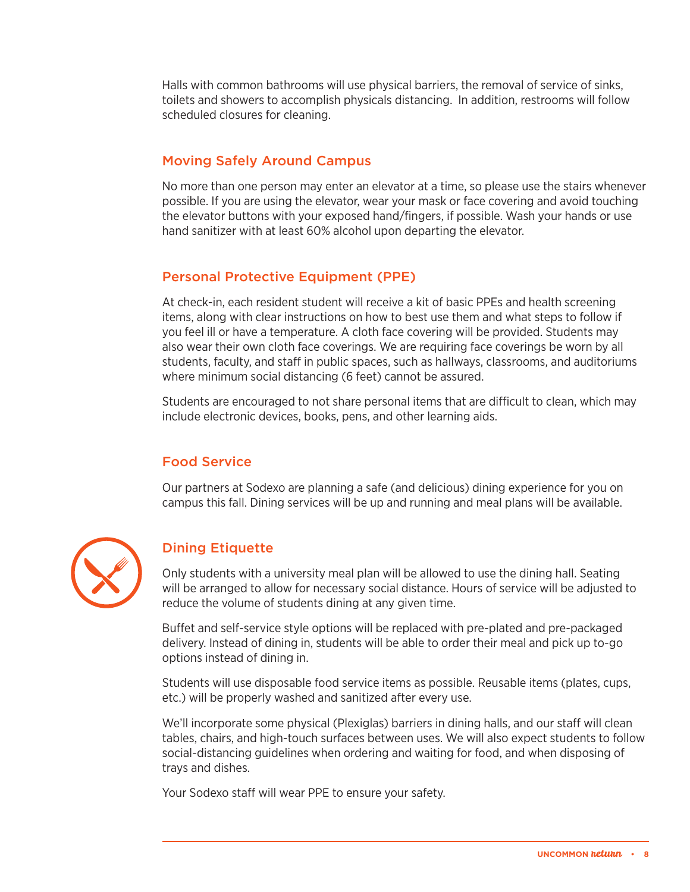Halls with common bathrooms will use physical barriers, the removal of service of sinks, toilets and showers to accomplish physicals distancing.  In addition, restrooms will follow scheduled closures for cleaning.

## Moving Safely Around Campus

No more than one person may enter an elevator at a time, so please use the stairs whenever possible. If you are using the elevator, wear your mask or face covering and avoid touching the elevator buttons with your exposed hand/fingers, if possible. Wash your hands or use hand sanitizer with at least 60% alcohol upon departing the elevator.

## Personal Protective Equipment (PPE)

At check-in, each resident student will receive a kit of basic PPEs and health screening items, along with clear instructions on how to best use them and what steps to follow if you feel ill or have a temperature. A cloth face covering will be provided. Students may also wear their own cloth face coverings. We are requiring face coverings be worn by all students, faculty, and staff in public spaces, such as hallways, classrooms, and auditoriums where minimum social distancing (6 feet) cannot be assured.

Students are encouraged to not share personal items that are difficult to clean, which may include electronic devices, books, pens, and other learning aids.

## Food Service

Our partners at Sodexo are planning a safe (and delicious) dining experience for you on campus this fall. Dining services will be up and running and meal plans will be available.

## Dining Etiquette

Only students with a university meal plan will be allowed to use the dining hall. Seating will be arranged to allow for necessary social distance. Hours of service will be adjusted to reduce the volume of students dining at any given time.

Buffet and self-service style options will be replaced with pre-plated and pre-packaged delivery. Instead of dining in, students will be able to order their meal and pick up to-go options instead of dining in.

Students will use disposable food service items as possible. Reusable items (plates, cups, etc.) will be properly washed and sanitized after every use.

We'll incorporate some physical (Plexiglas) barriers in dining halls, and our staff will clean tables, chairs, and high-touch surfaces between uses. We will also expect students to follow social-distancing guidelines when ordering and waiting for food, and when disposing of trays and dishes.

Your Sodexo staff will wear PPE to ensure your safety.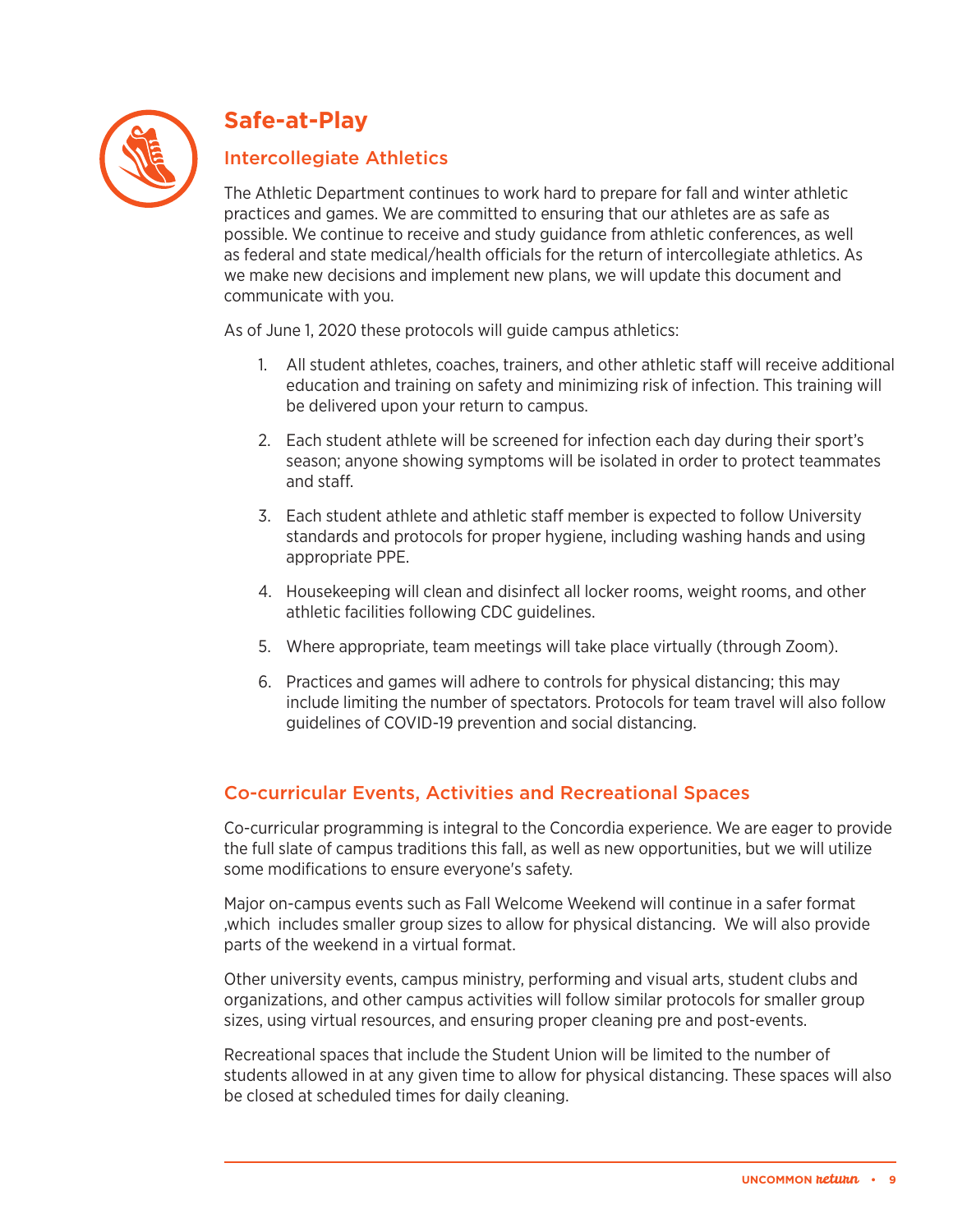# Safe-at-Play

## Intercollegiate Athletics

The Athletic Department continues to work hard to prepare for fall and winter athletic practices and games. We are committed to ensuring that our athletes are as safe as possible. We continue to receive and study guidance from athletic conferences, as well as federal and state medical/health officials for the return of intercollegiate athletics. As we make new decisions and implement new plans, we will update this document and communicate with you.

As of June 1, 2020 these protocols will guide campus athletics:

1. All student athletes, coaches, trainers, and other athletic staff will receive additional education and training on safety and minimizing risk of infection. This training will be delivered upon your return to campus.

2. Each student athlete will be screened for infection each day during their sport's season; anyone showing symptoms will be isolated in order to protect teammates and staff.

3. Each student athlete and athletic staff member is expected to follow University standards and protocols for proper hygiene, including washing hands and using appropriate PPE.

4. Housekeeping will clean and disinfect all locker rooms, weight rooms, and other athletic facilities following CDC guidelines.

5. Where appropriate, team meetings will take place virtually (through Zoom).

6. Practices and games will adhere to controls for physical distancing; this may include limiting the number of spectators. Protocols for team travel will also follow guidelines of COVID-19 prevention and social distancing.

## Co-curricular Events, Activities and Recreational Spaces

Co-curricular programming is integral to the Concordia experience. We are eager to provide the full slate of campus traditions this fall, as well as new opportunities, but we will utilize some modifications to ensure everyone's safety.

Major on-campus events such as Fall Welcome Weekend will continue in a safer format ,which includes smaller group sizes to allow for physical distancing. We will also provide parts of the weekend in a virtual format.

Other university events, campus ministry, performing and visual arts, student clubs and organizations, and other campus activities will follow similar protocols for smaller group sizes, using virtual resources, and ensuring proper cleaning pre and post-events.

Recreational spaces that include the Student Union will be limited to the number of students allowed in at any given time to allow for physical distancing. These spaces will also be closed at scheduled times for daily cleaning.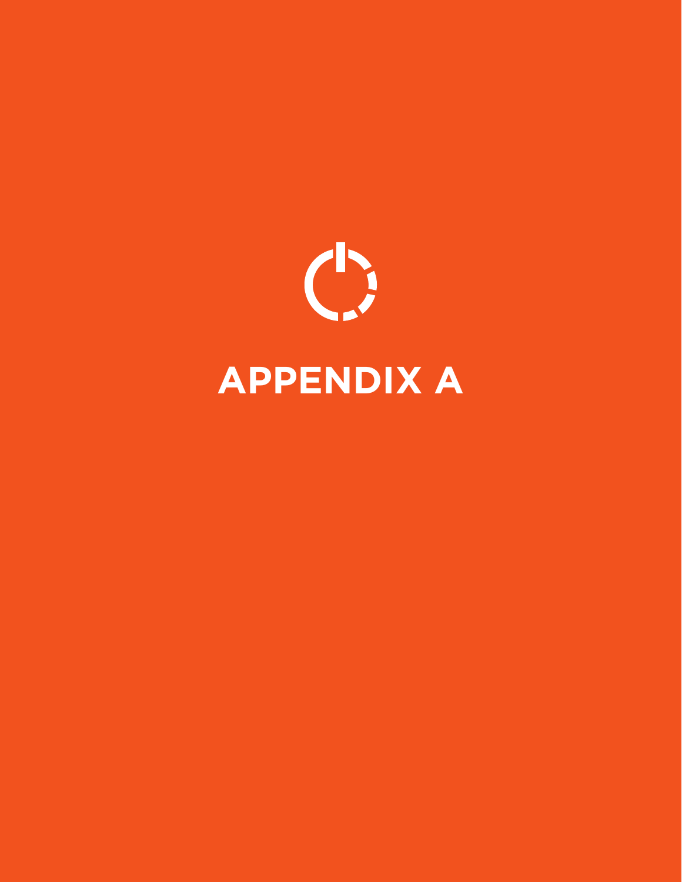# APPENDIX A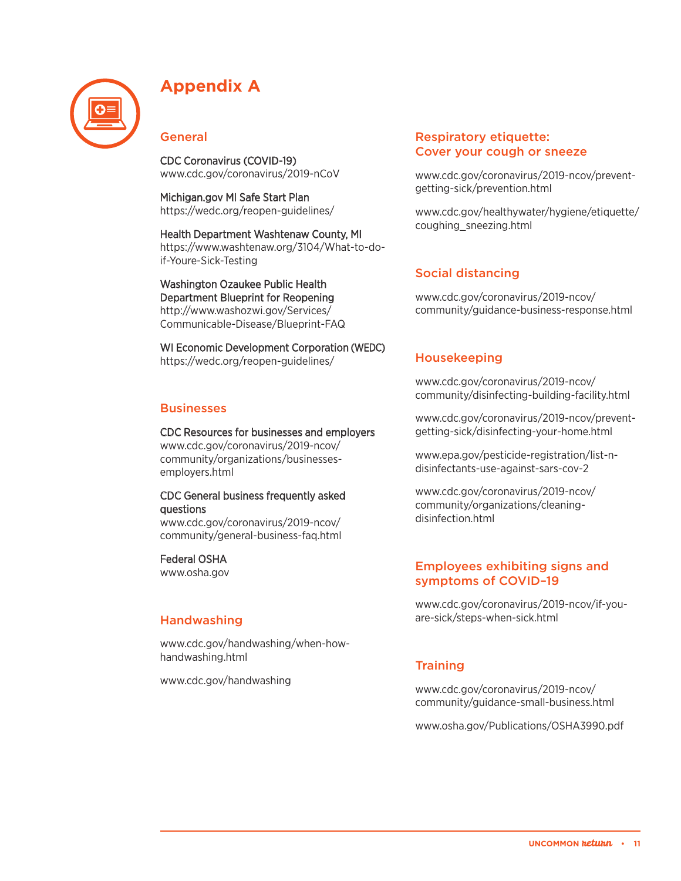# Appendix A

## General

CDC Coronavirus (COVID-19)
www.cdc.gov/coronavirus/2019-nCoV

Michigan.gov MI Safe Start Plan
https://wedc.org/reopen-guidelines/

Health Department Washtenaw County, MI
https://www.washtenaw.org/3104/What-to-do-if-Youre-Sick-Testing

Washington Ozaukee Public Health Department Blueprint for Reopening
http://www.washozwi.gov/Services/Communicable-Disease/Blueprint-FAQ

WI Economic Development Corporation (WEDC)
https://wedc.org/reopen-guidelines/

## Businesses

CDC Resources for businesses and employers
www.cdc.gov/coronavirus/2019-ncov/community/organizations/businesses-employers.html

CDC General business frequently asked questions
www.cdc.gov/coronavirus/2019-ncov/community/general-business-faq.html

Federal OSHA
www.osha.gov

## Handwashing

www.cdc.gov/handwashing/when-how-handwashing.html

www.cdc.gov/handwashing

## Respiratory etiquette: Cover your cough or sneeze

www.cdc.gov/coronavirus/2019-ncov/prevent-getting-sick/prevention.html

www.cdc.gov/healthywater/hygiene/etiquette/coughing_sneezing.html

## Social distancing

www.cdc.gov/coronavirus/2019-ncov/community/guidance-business-response.html

## Housekeeping

www.cdc.gov/coronavirus/2019-ncov/community/disinfecting-building-facility.html

www.cdc.gov/coronavirus/2019-ncov/prevent-getting-sick/disinfecting-your-home.html

www.epa.gov/pesticide-registration/list-n-disinfectants-use-against-sars-cov-2

www.cdc.gov/coronavirus/2019-ncov/community/organizations/cleaning-disinfection.html

## Employees exhibiting signs and symptoms of COVID-19

www.cdc.gov/coronavirus/2019-ncov/if-you-are-sick/steps-when-sick.html

## Training

www.cdc.gov/coronavirus/2019-ncov/community/guidance-small-business.html

www.osha.gov/Publications/OSHA3990.pdf